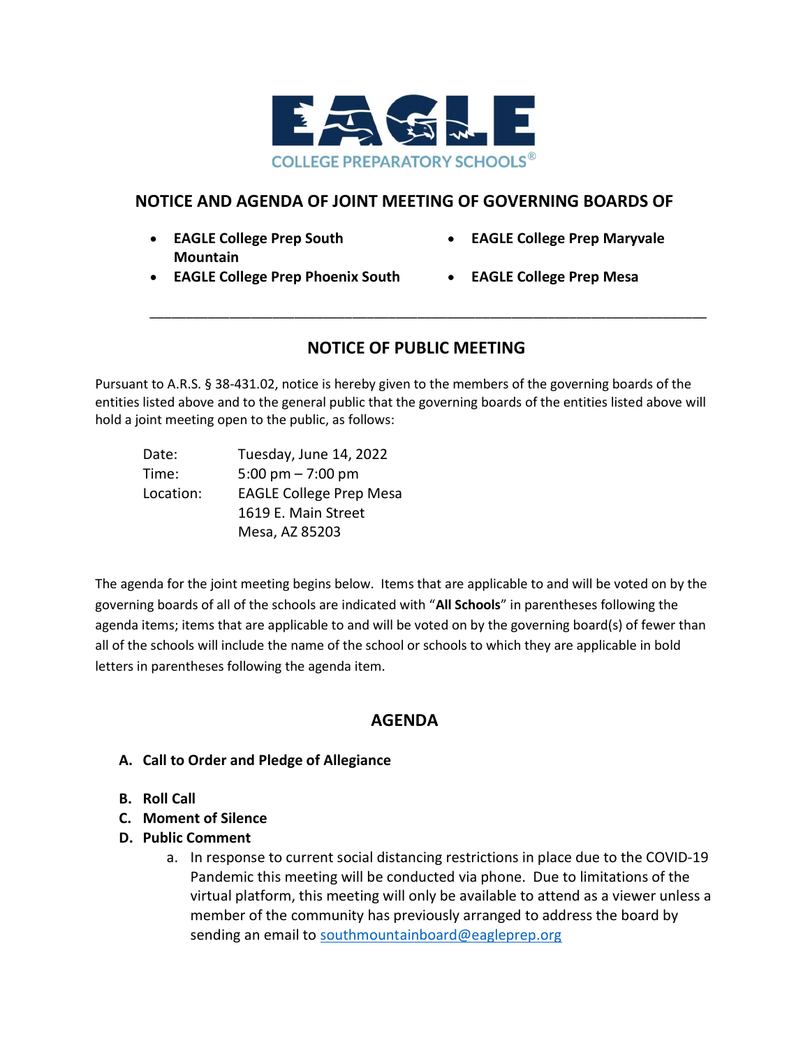EAGLE

COLLEGE PREPARATORY SCHOOLS®

## NOTICE AND AGENDA OF JOINT MEETING OF GOVERNING BOARDS OF

- **EAGLE College Prep South Mountain**
- **EAGLE College Prep Phoenix South**
- **EAGLE College Prep Maryvale**
- **EAGLE College Prep Mesa**

---

## NOTICE OF PUBLIC MEETING

Pursuant to A.R.S. § 38-431.02, notice is hereby given to the members of the governing boards of the entities listed above and to the general public that the governing boards of the entities listed above will hold a joint meeting open to the public, as follows:

Date: Tuesday, June 14, 2022
Time: 5:00 pm – 7:00 pm
Location: EAGLE College Prep Mesa
1619 E. Main Street
Mesa, AZ 85203

The agenda for the joint meeting begins below. Items that are applicable to and will be voted on by the governing boards of all of the schools are indicated with "**All Schools**" in parentheses following the agenda items; items that are applicable to and will be voted on by the governing board(s) of fewer than all of the schools will include the name of the school or schools to which they are applicable in bold letters in parentheses following the agenda item.

## AGENDA

**A. Call to Order and Pledge of Allegiance**

**B. Roll Call**

**C. Moment of Silence**

**D. Public Comment**

a. In response to current social distancing restrictions in place due to the COVID-19 Pandemic this meeting will be conducted via phone. Due to limitations of the virtual platform, this meeting will only be available to attend as a viewer unless a member of the community has previously arranged to address the board by sending an email to southmountainboard@eagleprep.org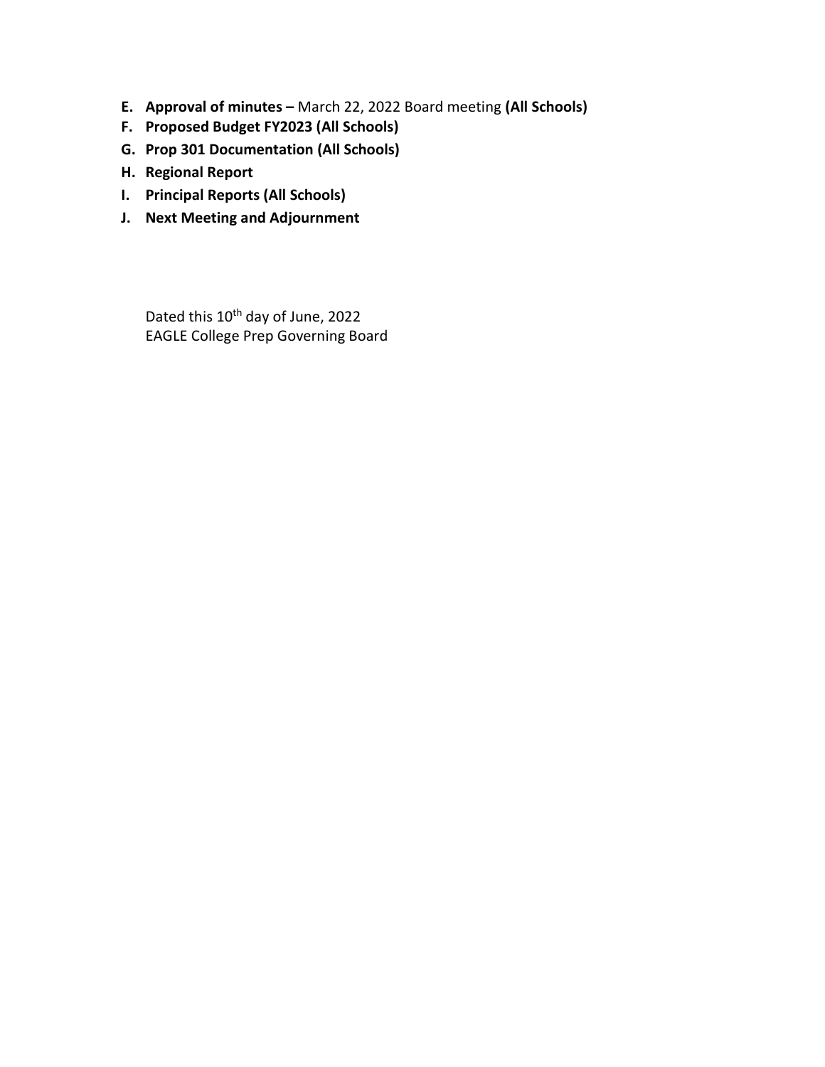E. **Approval of minutes –** March 22, 2022 Board meeting **(All Schools)**
F. **Proposed Budget FY2023 (All Schools)**
G. **Prop 301 Documentation (All Schools)**
H. **Regional Report**
I. **Principal Reports (All Schools)**
J. **Next Meeting and Adjournment**

Dated this 10th day of June, 2022
EAGLE College Prep Governing Board